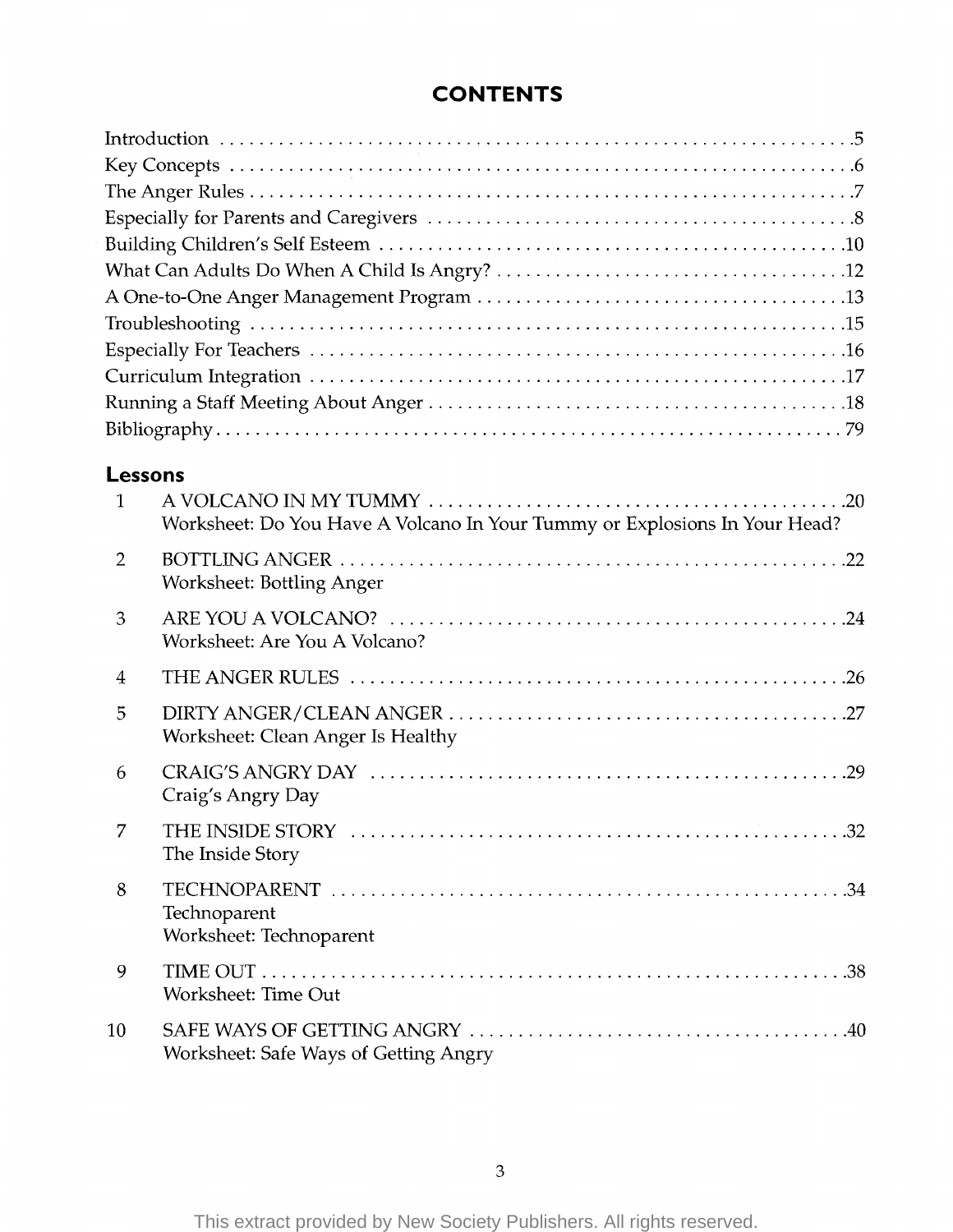# CONTENTS

Introduction .5
Key Concepts .6
The Anger Rules .7
Especially for Parents and Caregivers .8
Building Children's Self Esteem .10
What Can Adults Do When A Child Is Angry? .12
A One-to-One Anger Management Program .13
Troubleshooting .15
Especially For Teachers .16
Curriculum Integration .17
Running a Staff Meeting About Anger .18
Bibliography 79

## Lessons

| | | |
|---|---|---|
| 1 | A VOLCANO IN MY TUMMY<br>Worksheet: Do You Have A Volcano In Your Tummy or Explosions In Your Head? | .20 |
| 2 | BOTTLING ANGER<br>Worksheet: Bottling Anger | .22 |
| 3 | ARE YOU A VOLCANO?<br>Worksheet: Are You A Volcano? | .24 |
| 4 | THE ANGER RULES | .26 |
| 5 | DIRTY ANGER/CLEAN ANGER<br>Worksheet: Clean Anger Is Healthy | .27 |
| 6 | CRAIG'S ANGRY DAY<br>Craig's Angry Day | .29 |
| 7 | THE INSIDE STORY<br>The Inside Story | .32 |
| 8 | TECHNOPARENT<br>Technoparent<br>Worksheet: Technoparent | .34 |
| 9 | TIME OUT<br>Worksheet: Time Out | .38 |
| 10 | SAFE WAYS OF GETTING ANGRY<br>Worksheet: Safe Ways of Getting Angry | .40 |

This extract provided by New Society Publishers. All rights reserved.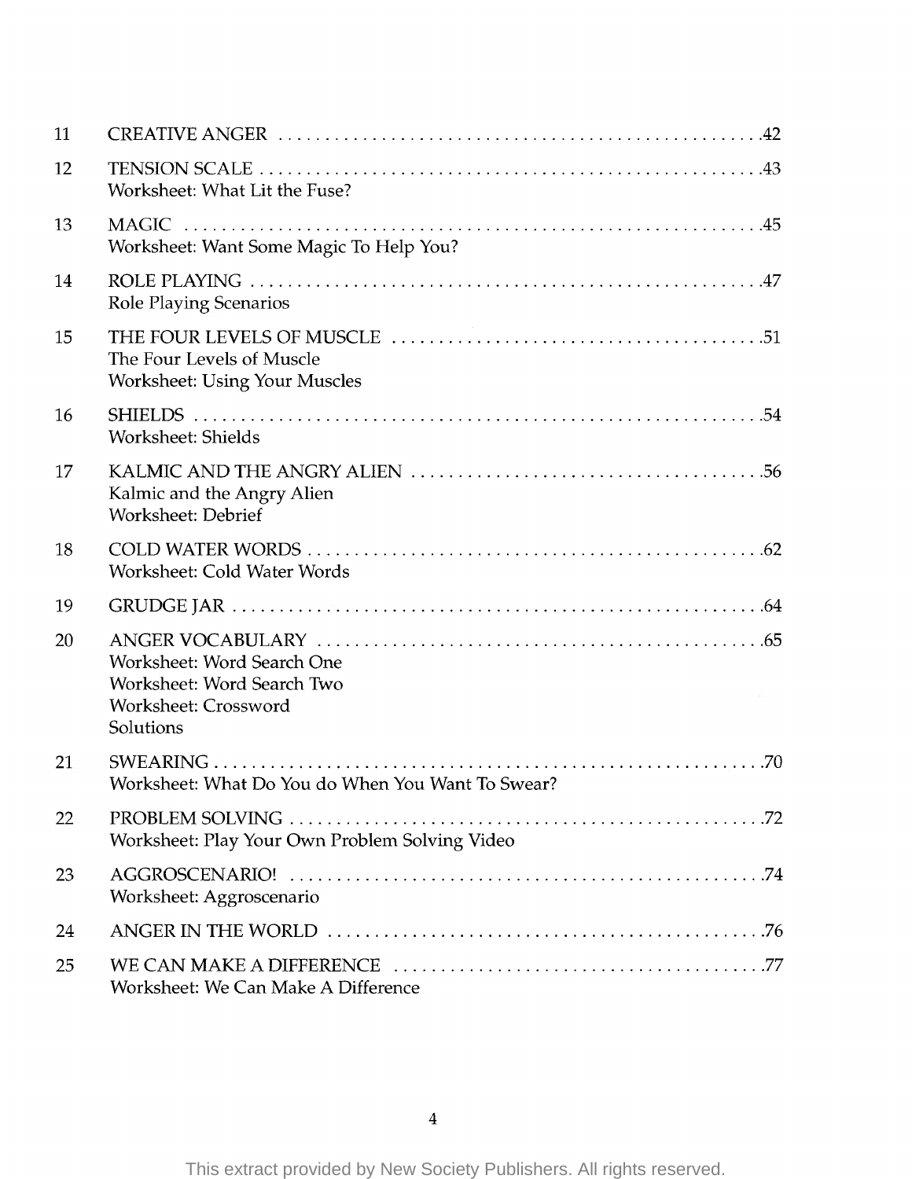| | | |
|---|---|---|
| 11 | CREATIVE ANGER | 42 |
| 12 | TENSION SCALE<br>Worksheet: What Lit the Fuse? | 43 |
| 13 | MAGIC<br>Worksheet: Want Some Magic To Help You? | 45 |
| 14 | ROLE PLAYING<br>Role Playing Scenarios | 47 |
| 15 | THE FOUR LEVELS OF MUSCLE<br>The Four Levels of Muscle<br>Worksheet: Using Your Muscles | 51 |
| 16 | SHIELDS<br>Worksheet: Shields | 54 |
| 17 | KALMIC AND THE ANGRY ALIEN<br>Kalmic and the Angry Alien<br>Worksheet: Debrief | 56 |
| 18 | COLD WATER WORDS<br>Worksheet: Cold Water Words | 62 |
| 19 | GRUDGE JAR | 64 |
| 20 | ANGER VOCABULARY<br>Worksheet: Word Search One<br>Worksheet: Word Search Two<br>Worksheet: Crossword<br>Solutions | 65 |
| 21 | SWEARING<br>Worksheet: What Do You do When You Want To Swear? | 70 |
| 22 | PROBLEM SOLVING<br>Worksheet: Play Your Own Problem Solving Video | 72 |
| 23 | AGGROSCENARIO!<br>Worksheet: Aggroscenario | 74 |
| 24 | ANGER IN THE WORLD | 76 |
| 25 | WE CAN MAKE A DIFFERENCE<br>Worksheet: We Can Make A Difference | 77 |

This extract provided by New Society Publishers. All rights reserved.